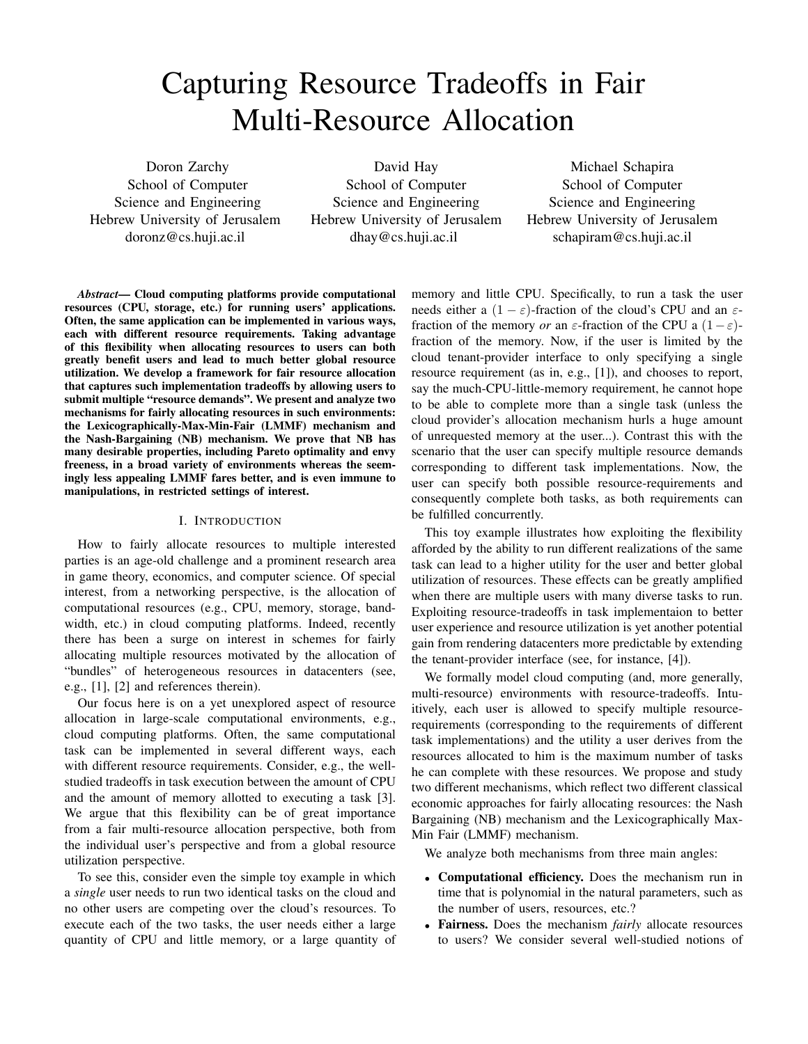# Capturing Resource Tradeoffs in Fair Multi-Resource Allocation

Doron Zarchy
School of Computer Science and Engineering
Hebrew University of Jerusalem
doronz@cs.huji.ac.il

David Hay
School of Computer Science and Engineering
Hebrew University of Jerusalem
dhay@cs.huji.ac.il

Michael Schapira
School of Computer Science and Engineering
Hebrew University of Jerusalem
schapiram@cs.huji.ac.il

***Abstract*— Cloud computing platforms provide computational resources (CPU, storage, etc.) for running users' applications. Often, the same application can be implemented in various ways, each with different resource requirements. Taking advantage of this flexibility when allocating resources to users can both greatly benefit users and lead to much better global resource utilization. We develop a framework for fair resource allocation that captures such implementation tradeoffs by allowing users to submit multiple "resource demands". We present and analyze two mechanisms for fairly allocating resources in such environments: the Lexicographically-Max-Min-Fair (LMMF) mechanism and the Nash-Bargaining (NB) mechanism. We prove that NB has many desirable properties, including Pareto optimality and envy freeness, in a broad variety of environments whereas the seemingly less appealing LMMF fares better, and is even immune to manipulations, in restricted settings of interest.**

## I. Introduction

How to fairly allocate resources to multiple interested parties is an age-old challenge and a prominent research area in game theory, economics, and computer science. Of special interest, from a networking perspective, is the allocation of computational resources (e.g., CPU, memory, storage, bandwidth, etc.) in cloud computing platforms. Indeed, recently there has been a surge on interest in schemes for fairly allocating multiple resources motivated by the allocation of "bundles" of heterogeneous resources in datacenters (see, e.g., [1], [2] and references therein).

Our focus here is on a yet unexplored aspect of resource allocation in large-scale computational environments, e.g., cloud computing platforms. Often, the same computational task can be implemented in several different ways, each with different resource requirements. Consider, e.g., the well-studied tradeoffs in task execution between the amount of CPU and the amount of memory allotted to executing a task [3]. We argue that this flexibility can be of great importance from a fair multi-resource allocation perspective, both from the individual user's perspective and from a global resource utilization perspective.

To see this, consider even the simple toy example in which a *single* user needs to run two identical tasks on the cloud and no other users are competing over the cloud's resources. To execute each of the two tasks, the user needs either a large quantity of CPU and little memory, or a large quantity of memory and little CPU. Specifically, to run a task the user needs either a $(1-\varepsilon)$-fraction of the cloud's CPU and an $\varepsilon$-fraction of the memory *or* an $\varepsilon$-fraction of the CPU a $(1-\varepsilon)$-fraction of the memory. Now, if the user is limited by the cloud tenant-provider interface to only specifying a single resource requirement (as in, e.g., [1]), and chooses to report, say the much-CPU-little-memory requirement, he cannot hope to be able to complete more than a single task (unless the cloud provider's allocation mechanism hurls a huge amount of unrequested memory at the user...). Contrast this with the scenario that the user can specify multiple resource demands corresponding to different task implementations. Now, the user can specify both possible resource-requirements and consequently complete both tasks, as both requirements can be fulfilled concurrently.

This toy example illustrates how exploiting the flexibility afforded by the ability to run different realizations of the same task can lead to a higher utility for the user and better global utilization of resources. These effects can be greatly amplified when there are multiple users with many diverse tasks to run. Exploiting resource-tradeoffs in task implementaion to better user experience and resource utilization is yet another potential gain from rendering datacenters more predictable by extending the tenant-provider interface (see, for instance, [4]).

We formally model cloud computing (and, more generally, multi-resource) environments with resource-tradeoffs. Intuitively, each user is allowed to specify multiple resource-requirements (corresponding to the requirements of different task implementations) and the utility a user derives from the resources allocated to him is the maximum number of tasks he can complete with these resources. We propose and study two different mechanisms, which reflect two different classical economic approaches for fairly allocating resources: the Nash Bargaining (NB) mechanism and the Lexicographically Max-Min Fair (LMMF) mechanism.

We analyze both mechanisms from three main angles:

- **Computational efficiency.** Does the mechanism run in time that is polynomial in the natural parameters, such as the number of users, resources, etc.?
- **Fairness.** Does the mechanism *fairly* allocate resources to users? We consider several well-studied notions of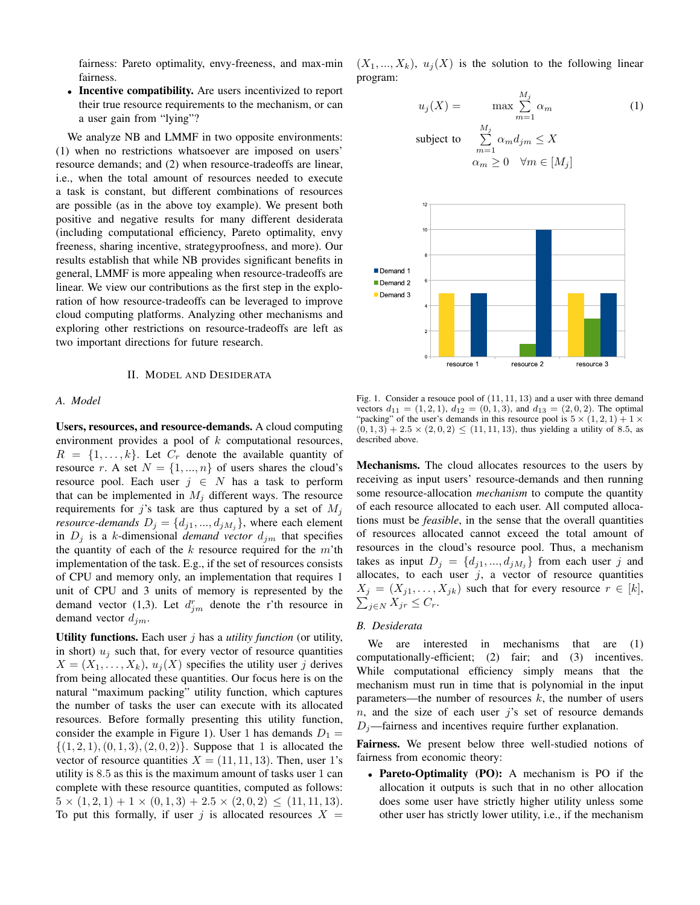fairness: Pareto optimality, envy-freeness, and max-min fairness.

- **Incentive compatibility.** Are users incentivized to report their true resource requirements to the mechanism, or can a user gain from "lying"?

We analyze NB and LMMF in two opposite environments: (1) when no restrictions whatsoever are imposed on users' resource demands; and (2) when resource-tradeoffs are linear, i.e., when the total amount of resources needed to execute a task is constant, but different combinations of resources are possible (as in the above toy example). We present both positive and negative results for many different desiderata (including computational efficiency, Pareto optimality, envy freeness, sharing incentive, strategyproofness, and more). Our results establish that while NB provides significant benefits in general, LMMF is more appealing when resource-tradeoffs are linear. We view our contributions as the first step in the exploration of how resource-tradeoffs can be leveraged to improve cloud computing platforms. Analyzing other mechanisms and exploring other restrictions on resource-tradeoffs are left as two important directions for future research.

## II. Model and Desiderata

### A. Model

**Users, resources, and resource-demands.** A cloud computing environment provides a pool of $k$ computational resources, $R = \{1, \ldots, k\}$. Let $C_r$ denote the available quantity of resource $r$. A set $N = \{1, ..., n\}$ of users shares the cloud's resource pool. Each user $j \in N$ has a task to perform that can be implemented in $M_j$ different ways. The resource requirements for $j$'s task are thus captured by a set of $M_j$ *resource-demands* $D_j = \{d_{j1}, ..., d_{jM_j}\}$, where each element in $D_j$ is a $k$-dimensional *demand vector* $d_{jm}$ that specifies the quantity of each of the $k$ resource required for the $m$'th implementation of the task. E.g., if the set of resources consists of CPU and memory only, an implementation that requires 1 unit of CPU and 3 units of memory is represented by the demand vector (1,3). Let $d^r_{jm}$ denote the r'th resource in demand vector $d_{jm}$.

**Utility functions.** Each user $j$ has a *utility function* (or utility, in short) $u_j$ such that, for every vector of resource quantities $X = (X_1, \ldots, X_k)$, $u_j(X)$ specifies the utility user $j$ derives from being allocated these quantities. Our focus here is on the natural "maximum packing" utility function, which captures the number of tasks the user can execute with its allocated resources. Before formally presenting this utility function, consider the example in Figure 1). User 1 has demands $D_1 = \{(1, 2, 1), (0, 1, 3), (2, 0, 2)\}$. Suppose that 1 is allocated the vector of resource quantities $X = (11, 11, 13)$. Then, user 1's utility is 8.5 as this is the maximum amount of tasks user 1 can complete with these resource quantities, computed as follows: $5 \times (1, 2, 1) + 1 \times (0, 1, 3) + 2.5 \times (2, 0, 2) \leq (11, 11, 13)$. To put this formally, if user $j$ is allocated resources $X = (X_1, ..., X_k)$, $u_j(X)$ is the solution to the following linear program:

$$u_j(X) = \max \sum_{m=1}^{M_j} \alpha_m \tag{1}$$

$$\text{subject to} \quad \sum_{m=1}^{M_j} \alpha_m d_{jm} \leq X$$

$$\alpha_m \geq 0 \quad \forall m \in [M_j]$$

Fig. 1. Consider a resouce pool of $(11, 11, 13)$ and a user with three demand vectors $d_{11} = (1, 2, 1)$, $d_{12} = (0, 1, 3)$, and $d_{13} = (2, 0, 2)$. The optimal "packing" of the user's demands in this resource pool is $5 \times (1, 2, 1) + 1 \times (0, 1, 3) + 2.5 \times (2, 0, 2) \leq (11, 11, 13)$, thus yielding a utility of 8.5, as described above.

**Mechanisms.** The cloud allocates resources to the users by receiving as input users' resource-demands and then running some resource-allocation *mechanism* to compute the quantity of each resource allocated to each user. All computed allocations must be *feasible*, in the sense that the overall quantities of resources allocated cannot exceed the total amount of resources in the cloud's resource pool. Thus, a mechanism takes as input $D_j = \{d_{j1}, ..., d_{jM_j}\}$ from each user $j$ and allocates, to each user $j$, a vector of resource quantities $X_j = (X_{j1}, \ldots, X_{jk})$ such that for every resource $r \in [k]$, $\sum_{j \in N} X_{jr} \leq C_r$.

### B. Desiderata

We are interested in mechanisms that are (1) computationally-efficient; (2) fair; and (3) incentives. While computational efficiency simply means that the mechanism must run in time that is polynomial in the input parameters—the number of resources $k$, the number of users $n$, and the size of each user $j$'s set of resource demands $D_j$—fairness and incentives require further explanation.

**Fairness.** We present below three well-studied notions of fairness from economic theory:

- **Pareto-Optimality (PO):** A mechanism is PO if the allocation it outputs is such that in no other allocation does some user have strictly higher utility unless some other user has strictly lower utility, i.e., if the mechanism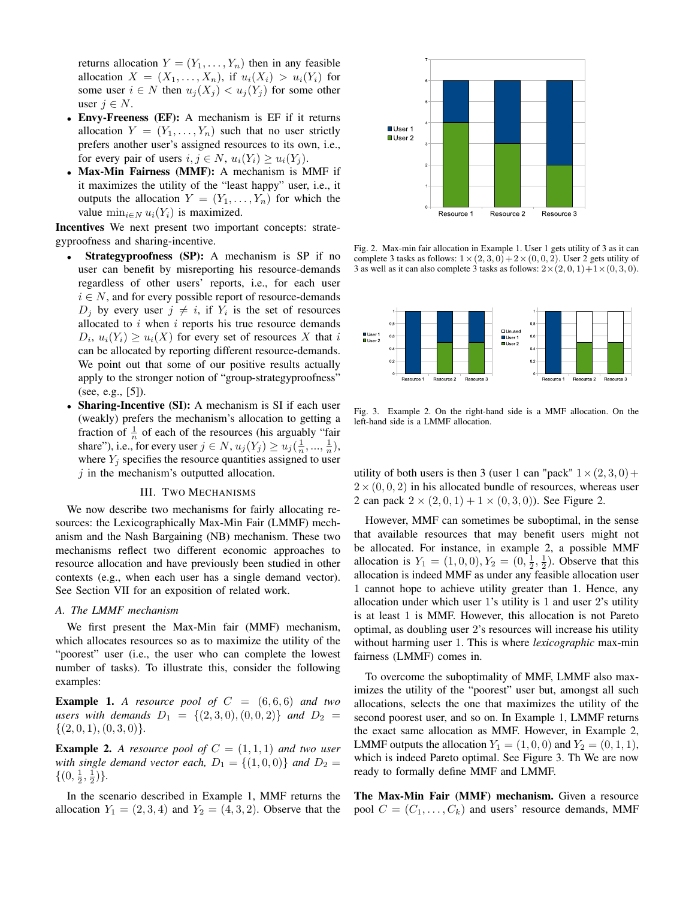returns allocation $Y = (Y_1, \ldots, Y_n)$ then in any feasible allocation $X = (X_1, \ldots, X_n)$, if $u_i(X_i) > u_i(Y_i)$ for some user $i \in N$ then $u_j(X_j) < u_j(Y_j)$ for some other user $j \in N$.

- **Envy-Freeness (EF):** A mechanism is EF if it returns allocation $Y = (Y_1, \ldots, Y_n)$ such that no user strictly prefers another user's assigned resources to its own, i.e., for every pair of users $i, j \in N$, $u_i(Y_i) \geq u_i(Y_j)$.
- **Max-Min Fairness (MMF):** A mechanism is MMF if it maximizes the utility of the "least happy" user, i.e., it outputs the allocation $Y = (Y_1, \ldots, Y_n)$ for which the value $\min_{i \in N} u_i(Y_i)$ is maximized.

**Incentives** We next present two important concepts: strategyproofness and sharing-incentive.

- **Strategyproofness (SP):** A mechanism is SP if no user can benefit by misreporting his resource-demands regardless of other users' reports, i.e., for each user $i \in N$, and for every possible report of resource-demands $D_j$ by every user $j \neq i$, if $Y_i$ is the set of resources allocated to $i$ when $i$ reports his true resource demands $D_i$, $u_i(Y_i) \geq u_i(X)$ for every set of resources $X$ that $i$ can be allocated by reporting different resource-demands. We point out that some of our positive results actually apply to the stronger notion of "group-strategyproofness" (see, e.g., [5]).
- **Sharing-Incentive (SI):** A mechanism is SI if each user (weakly) prefers the mechanism's allocation to getting a fraction of $\frac{1}{n}$ of each of the resources (his arguably "fair share"), i.e., for every user $j \in N$, $u_j(Y_j) \geq u_j(\frac{1}{n}, ..., \frac{1}{n})$, where $Y_j$ specifies the resource quantities assigned to user $j$ in the mechanism's outputted allocation.

## III. Two Mechanisms

We now describe two mechanisms for fairly allocating resources: the Lexicographically Max-Min Fair (LMMF) mechanism and the Nash Bargaining (NB) mechanism. These two mechanisms reflect two different economic approaches to resource allocation and have previously been studied in other contexts (e.g., when each user has a single demand vector). See Section VII for an exposition of related work.

### *A. The LMMF mechanism*

We first present the Max-Min fair (MMF) mechanism, which allocates resources so as to maximize the utility of the "poorest" user (i.e., the user who can complete the lowest number of tasks). To illustrate this, consider the following examples:

**Example 1.** *A resource pool of $C = (6, 6, 6)$ and two users with demands $D_1 = \{(2, 3, 0), (0, 0, 2)\}$ and $D_2 = \{(2, 0, 1), (0, 3, 0)\}$.*

**Example 2.** *A resource pool of $C = (1, 1, 1)$ and two user with single demand vector each, $D_1 = \{(1, 0, 0)\}$ and $D_2 = \{(0, \frac{1}{2}, \frac{1}{2})\}$.*

In the scenario described in Example 1, MMF returns the allocation $Y_1 = (2, 3, 4)$ and $Y_2 = (4, 3, 2)$. Observe that the utility of both users is then 3 (user 1 can "pack" $1 \times (2, 3, 0) + 2 \times (0, 0, 2)$ in his allocated bundle of resources, whereas user 2 can pack $2 \times (2, 0, 1) + 1 \times (0, 3, 0)$). See Figure 2.

Fig. 2. Max-min fair allocation in Example 1. User 1 gets utility of 3 as it can complete 3 tasks as follows: $1 \times (2, 3, 0) + 2 \times (0, 0, 2)$. User 2 gets utility of 3 as well as it can also complete 3 tasks as follows: $2 \times (2, 0, 1) + 1 \times (0, 3, 0)$.

Fig. 3. Example 2. On the right-hand side is a MMF allocation. On the left-hand side is a LMMF allocation.

However, MMF can sometimes be suboptimal, in the sense that available resources that may benefit users might not be allocated. For instance, in example 2, a possible MMF allocation is $Y_1 = (1, 0, 0), Y_2 = (0, \frac{1}{2}, \frac{1}{2})$. Observe that this allocation is indeed MMF as under any feasible allocation user 1 cannot hope to achieve utility greater than 1. Hence, any allocation under which user 1's utility is 1 and user 2's utility is at least 1 is MMF. However, this allocation is not Pareto optimal, as doubling user 2's resources will increase his utility without harming user 1. This is where *lexicographic* max-min fairness (LMMF) comes in.

To overcome the suboptimality of MMF, LMMF also maximizes the utility of the "poorest" user but, amongst all such allocations, selects the one that maximizes the utility of the second poorest user, and so on. In Example 1, LMMF returns the exact same allocation as MMF. However, in Example 2, LMMF outputs the allocation $Y_1 = (1, 0, 0)$ and $Y_2 = (0, 1, 1)$, which is indeed Pareto optimal. See Figure 3. Th We are now ready to formally define MMF and LMMF.

**The Max-Min Fair (MMF) mechanism.** Given a resource pool $C = (C_1, \ldots, C_k)$ and users' resource demands, MMF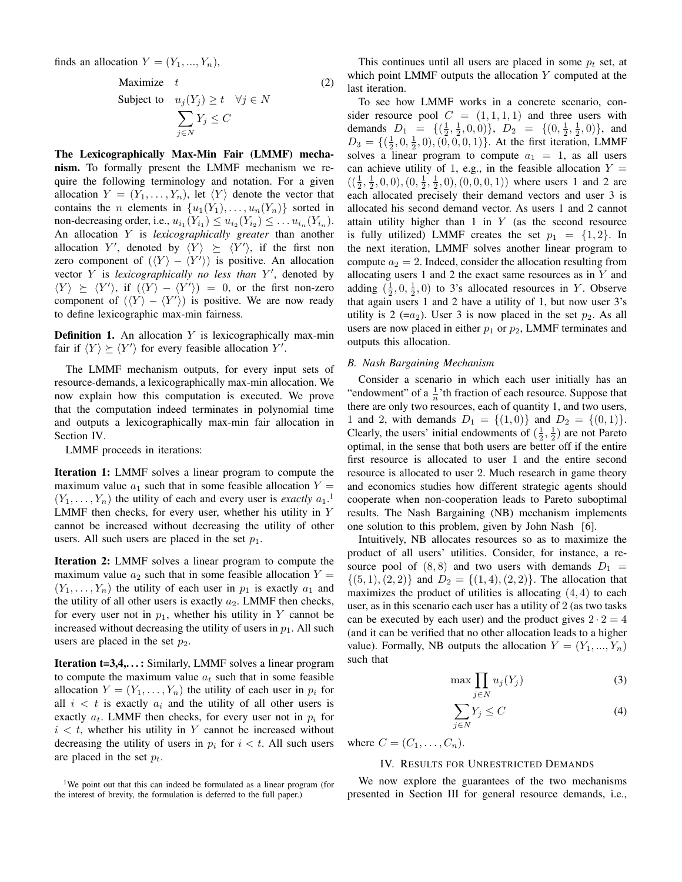finds an allocation $Y = (Y_1, ..., Y_n)$,

$$
\begin{aligned}
\text{Maximize} \quad & t \\
\text{Subject to} \quad & u_j(Y_j) \geq t \quad \forall j \in N \\
& \sum_{j \in N} Y_j \leq C
\end{aligned}
\tag{2}
$$

**The Lexicographically Max-Min Fair (LMMF) mechanism.** To formally present the LMMF mechanism we require the following terminology and notation. For a given allocation $Y = (Y_1, \ldots, Y_n)$, let $\langle Y \rangle$ denote the vector that contains the $n$ elements in $\{u_1(Y_1), \ldots, u_n(Y_n)\}$ sorted in non-decreasing order, i.e., $u_{i_1}(Y_{i_1}) \leq u_{i_2}(Y_{i_2}) \leq \ldots u_{i_n}(Y_{i_n})$. An allocation $Y$ is *lexicographically greater* than another allocation $Y'$, denoted by $\langle Y \rangle \succeq \langle Y' \rangle$, if the first non zero component of $(\langle Y \rangle - \langle Y' \rangle)$ is positive. An allocation vector $Y$ is *lexicographically no less than* $Y'$, denoted by $\langle Y \rangle \succeq \langle Y' \rangle$, if $(\langle Y \rangle - \langle Y' \rangle) = 0$, or the first non-zero component of $(\langle Y \rangle - \langle Y' \rangle)$ is positive. We are now ready to define lexicographic max-min fairness.

**Definition 1.** An allocation $Y$ is lexicographically max-min fair if $\langle Y \rangle \succeq \langle Y' \rangle$ for every feasible allocation $Y'$.

The LMMF mechanism outputs, for every input sets of resource-demands, a lexicographically max-min allocation. We now explain how this computation is executed. We prove that the computation indeed terminates in polynomial time and outputs a lexicographically max-min fair allocation in Section IV.

LMMF proceeds in iterations:

**Iteration 1:** LMMF solves a linear program to compute the maximum value $a_1$ such that in some feasible allocation $Y = (Y_1, \ldots, Y_n)$ the utility of each and every user is *exactly* $a_1$.[1] LMMF then checks, for every user, whether his utility in $Y$ cannot be increased without decreasing the utility of other users. All such users are placed in the set $p_1$.

**Iteration 2:** LMMF solves a linear program to compute the maximum value $a_2$ such that in some feasible allocation $Y = (Y_1, \ldots, Y_n)$ the utility of each user in $p_1$ is exactly $a_1$ and the utility of all other users is exactly $a_2$. LMMF then checks, for every user not in $p_1$, whether his utility in $Y$ cannot be increased without decreasing the utility of users in $p_1$. All such users are placed in the set $p_2$.

**Iteration t=3,4,...:** Similarly, LMMF solves a linear program to compute the maximum value $a_t$ such that in some feasible allocation $Y = (Y_1, \ldots, Y_n)$ the utility of each user in $p_i$ for all $i < t$ is exactly $a_i$ and the utility of all other users is exactly $a_t$. LMMF then checks, for every user not in $p_i$ for $i < t$, whether his utility in $Y$ cannot be increased without decreasing the utility of users in $p_i$ for $i < t$. All such users are placed in the set $p_t$.

[1] We point out that this can indeed be formulated as a linear program (for the interest of brevity, the formulation is deferred to the full paper.)

This continues until all users are placed in some $p_t$ set, at which point LMMF outputs the allocation $Y$ computed at the last iteration.

To see how LMMF works in a concrete scenario, consider resource pool $C = (1, 1, 1, 1)$ and three users with demands $D_1 = \{(\frac{1}{2}, \frac{1}{2}, 0, 0)\}$, $D_2 = \{(0, \frac{1}{2}, \frac{1}{2}, 0)\}$, and $D_3 = \{(\frac{1}{2}, 0, \frac{1}{2}, 0), (0, 0, 0, 1)\}$. At the first iteration, LMMF solves a linear program to compute $a_1 = 1$, as all users can achieve utility of 1, e.g., in the feasible allocation $Y = ((\frac{1}{2}, \frac{1}{2}, 0, 0), (0, \frac{1}{2}, \frac{1}{2}, 0), (0, 0, 0, 1))$ where users 1 and 2 are each allocated precisely their demand vectors and user 3 is allocated his second demand vector. As users 1 and 2 cannot attain utility higher than 1 in $Y$ (as the second resource is fully utilized) LMMF creates the set $p_1 = \{1, 2\}$. In the next iteration, LMMF solves another linear program to compute $a_2 = 2$. Indeed, consider the allocation resulting from allocating users 1 and 2 the exact same resources as in $Y$ and adding $(\frac{1}{2}, 0, \frac{1}{2}, 0)$ to 3's allocated resources in $Y$. Observe that again users 1 and 2 have a utility of 1, but now user 3's utility is 2 (=$a_2$). User 3 is now placed in the set $p_2$. As all users are now placed in either $p_1$ or $p_2$, LMMF terminates and outputs this allocation.

### B. Nash Bargaining Mechanism

Consider a scenario in which each user initially has an "endowment" of a $\frac{1}{n}$'th fraction of each resource. Suppose that there are only two resources, each of quantity 1, and two users, 1 and 2, with demands $D_1 = \{(1, 0)\}$ and $D_2 = \{(0, 1)\}$. Clearly, the users' initial endowments of $(\frac{1}{2}, \frac{1}{2})$ are not Pareto optimal, in the sense that both users are better off if the entire first resource is allocated to user 1 and the entire second resource is allocated to user 2. Much research in game theory and economics studies how different strategic agents should cooperate when non-cooperation leads to Pareto suboptimal results. The Nash Bargaining (NB) mechanism implements one solution to this problem, given by John Nash [6].

Intuitively, NB allocates resources so as to maximize the product of all users' utilities. Consider, for instance, a resource pool of $(8, 8)$ and two users with demands $D_1 = \{(5, 1), (2, 2)\}$ and $D_2 = \{(1, 4), (2, 2)\}$. The allocation that maximizes the product of utilities is allocating $(4, 4)$ to each user, as in this scenario each user has a utility of 2 (as two tasks can be executed by each user) and the product gives $2 \cdot 2 = 4$ (and it can be verified that no other allocation leads to a higher value). Formally, NB outputs the allocation $Y = (Y_1, ..., Y_n)$ such that

$$\max \prod_{j \in N} u_j(Y_j) \tag{3}$$

$$\sum_{j \in N} Y_j \leq C \tag{4}$$

where $C = (C_1, \ldots, C_n)$.

## IV. Results for Unrestricted Demands

We now explore the guarantees of the two mechanisms presented in Section III for general resource demands, i.e.,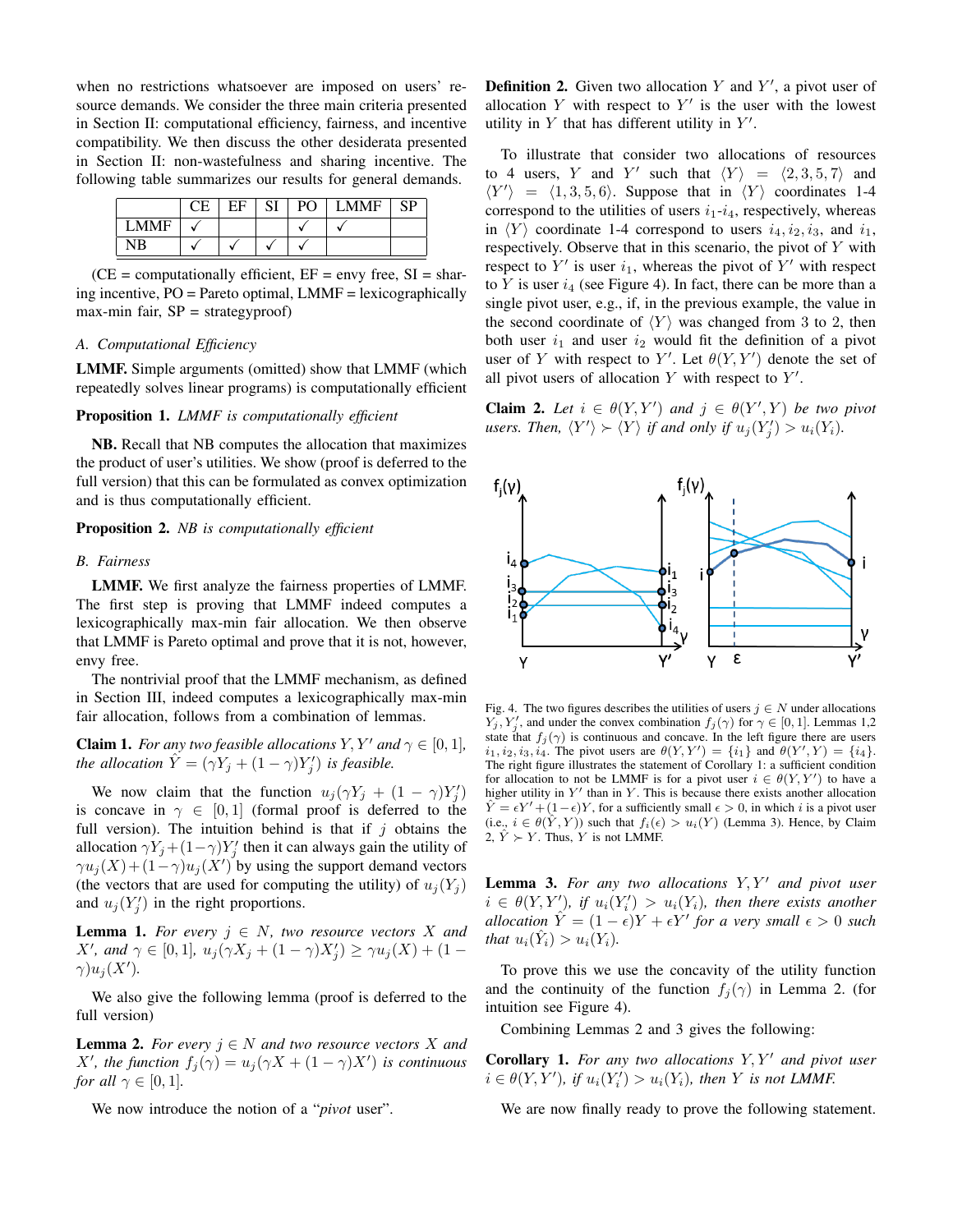when no restrictions whatsoever are imposed on users' resource demands. We consider the three main criteria presented in Section II: computational efficiency, fairness, and incentive compatibility. We then discuss the other desiderata presented in Section II: non-wastefulness and sharing incentive. The following table summarizes our results for general demands.

| | CE | EF | SI | PO | LMMF | SP |
|---|---|---|---|---|---|---|
| LMMF | ✓ | | | ✓ | ✓ | |
| NB | ✓ | ✓ | ✓ | ✓ | | |

(CE = computationally efficient, EF = envy free, SI = sharing incentive, PO = Pareto optimal, LMMF = lexicographically max-min fair, SP = strategyproof)

### A. Computational Efficiency

**LMMF.** Simple arguments (omitted) show that LMMF (which repeatedly solves linear programs) is computationally efficient

**Proposition 1.** *LMMF is computationally efficient*

**NB.** Recall that NB computes the allocation that maximizes the product of user's utilities. We show (proof is deferred to the full version) that this can be formulated as convex optimization and is thus computationally efficient.

**Proposition 2.** *NB is computationally efficient*

### B. Fairness

**LMMF.** We first analyze the fairness properties of LMMF. The first step is proving that LMMF indeed computes a lexicographically max-min fair allocation. We then observe that LMMF is Pareto optimal and prove that it is not, however, envy free.

The nontrivial proof that the LMMF mechanism, as defined in Section III, indeed computes a lexicographically max-min fair allocation, follows from a combination of lemmas.

**Claim 1.** *For any two feasible allocations $Y, Y'$ and $\gamma \in [0,1]$, the allocation $\hat{Y} = (\gamma Y_j + (1-\gamma)Y'_j)$ is feasible.*

We now claim that the function $u_j(\gamma Y_j + (1-\gamma)Y'_j)$ is concave in $\gamma \in [0,1]$ (formal proof is deferred to the full version). The intuition behind is that if $j$ obtains the allocation $\gamma Y_j + (1-\gamma)Y'_j$ then it can always gain the utility of $\gamma u_j(X) + (1-\gamma)u_j(X')$ by using the support demand vectors (the vectors that are used for computing the utility) of $u_j(Y_j)$ and $u_j(Y'_j)$ in the right proportions.

**Lemma 1.** *For every $j \in N$, two resource vectors $X$ and $X'$, and $\gamma \in [0,1]$, $u_j(\gamma X_j + (1-\gamma)X'_j) \geq \gamma u_j(X) + (1-\gamma)u_j(X')$.*

We also give the following lemma (proof is deferred to the full version)

**Lemma 2.** *For every $j \in N$ and two resource vectors $X$ and $X'$, the function $f_j(\gamma) = u_j(\gamma X + (1-\gamma)X')$ is continuous for all $\gamma \in [0,1]$.*

We now introduce the notion of a "*pivot* user".

**Definition 2.** Given two allocation $Y$ and $Y'$, a pivot user of allocation $Y$ with respect to $Y'$ is the user with the lowest utility in $Y$ that has different utility in $Y'$.

To illustrate that consider two allocations of resources to 4 users, $Y$ and $Y'$ such that $\langle Y \rangle = \langle 2,3,5,7 \rangle$ and $\langle Y' \rangle = \langle 1,3,5,6 \rangle$. Suppose that in $\langle Y \rangle$ coordinates 1-4 correspond to the utilities of users $i_1$-$i_4$, respectively, whereas in $\langle Y \rangle$ coordinate 1-4 correspond to users $i_4, i_2, i_3$, and $i_1$, respectively. Observe that in this scenario, the pivot of $Y$ with respect to $Y'$ is user $i_1$, whereas the pivot of $Y'$ with respect to $Y$ is user $i_4$ (see Figure 4). In fact, there can be more than a single pivot user, e.g., if, in the previous example, the value in the second coordinate of $\langle Y \rangle$ was changed from 3 to 2, then both user $i_1$ and user $i_2$ would fit the definition of a pivot user of $Y$ with respect to $Y'$. Let $\theta(Y, Y')$ denote the set of all pivot users of allocation $Y$ with respect to $Y'$.

**Claim 2.** *Let $i \in \theta(Y, Y')$ and $j \in \theta(Y', Y)$ be two pivot users. Then, $\langle Y' \rangle \succ \langle Y \rangle$ if and only if $u_j(Y'_j) > u_i(Y_i)$.*

Fig. 4. The two figures describes the utilities of users $j \in N$ under allocations $Y_j, Y'_j$, and under the convex combination $f_j(\gamma)$ for $\gamma \in [0,1]$. Lemmas 1,2 state that $f_j(\gamma)$ is continuous and concave. In the left figure there are users $i_1, i_2, i_3, i_4$. The pivot users are $\theta(Y, Y') = \{i_1\}$ and $\theta(Y', Y) = \{i_4\}$. The right figure illustrates the statement of Corollary 1: a sufficient condition for allocation to not be LMMF is for a pivot user $i \in \theta(Y, Y')$ to have a higher utility in $Y'$ than in $Y$. This is because there exists another allocation $\hat{Y} = \epsilon Y' + (1-\epsilon)Y$, for a sufficiently small $\epsilon > 0$, in which $i$ is a pivot user (i.e., $i \in \theta(\hat{Y}, Y)$) such that $f_i(\epsilon) > u_i(Y)$ (Lemma 3). Hence, by Claim 2, $\hat{Y} \succ Y$. Thus, $Y$ is not LMMF.

**Lemma 3.** *For any two allocations $Y, Y'$ and pivot user $i \in \theta(Y, Y')$, if $u_i(Y'_i) > u_i(Y_i)$, then there exists another allocation $\hat{Y} = (1-\epsilon)Y + \epsilon Y'$ for a very small $\epsilon > 0$ such that $u_i(\hat{Y}_i) > u_i(Y_i)$.*

To prove this we use the concavity of the utility function and the continuity of the function $f_j(\gamma)$ in Lemma 2. (for intuition see Figure 4).

Combining Lemmas 2 and 3 gives the following:

**Corollary 1.** *For any two allocations $Y, Y'$ and pivot user $i \in \theta(Y, Y')$, if $u_i(Y'_i) > u_i(Y_i)$, then $Y$ is not LMMF.*

We are now finally ready to prove the following statement.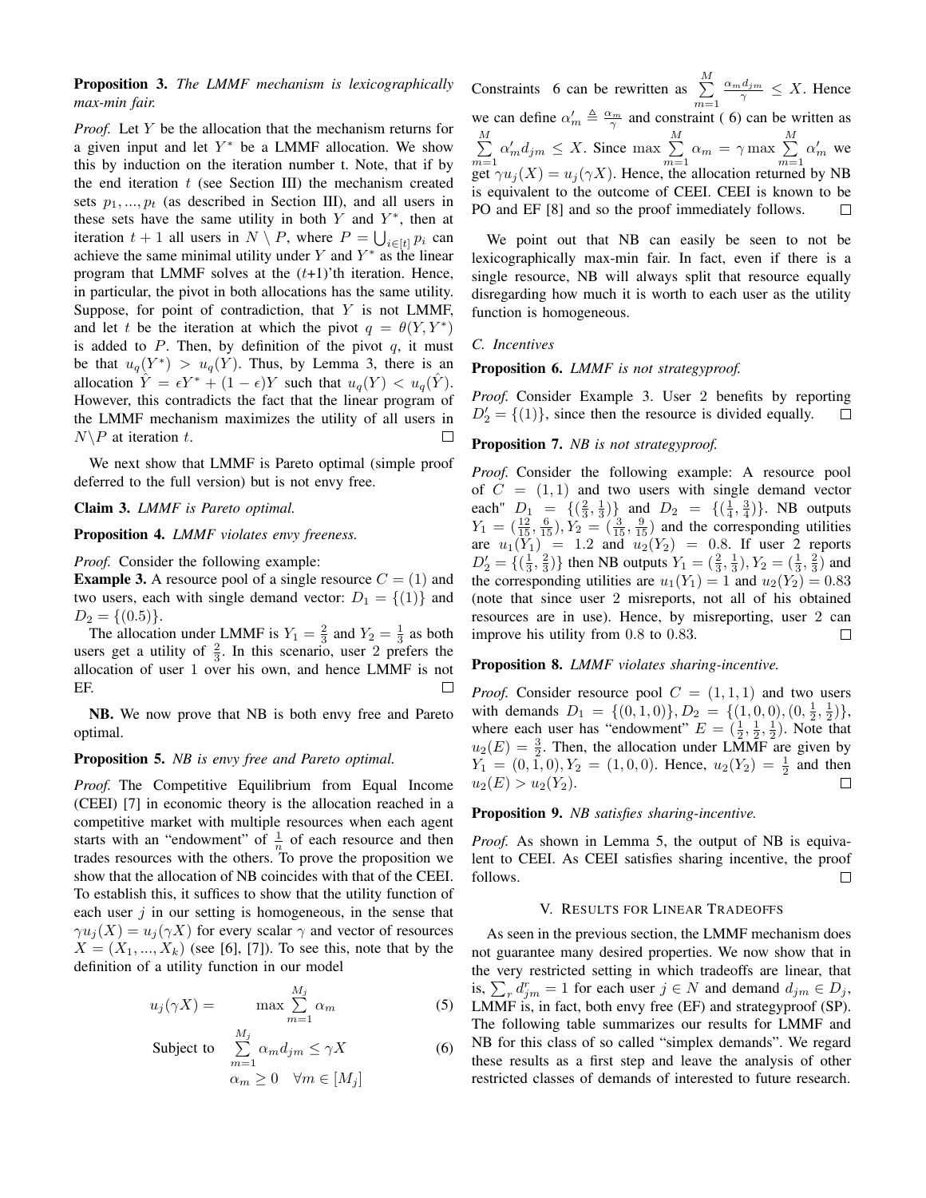**Proposition 3.** *The LMMF mechanism is lexicographically max-min fair.*

*Proof.* Let $Y$ be the allocation that the mechanism returns for a given input and let $Y^*$ be a LMMF allocation. We show this by induction on the iteration number t. Note, that if by the end iteration $t$ (see Section III) the mechanism created sets $p_1, ..., p_t$ (as described in Section III), and all users in these sets have the same utility in both $Y$ and $Y^*$, then at iteration $t+1$ all users in $N \setminus P$, where $P = \bigcup_{i \in [t]} p_i$ can achieve the same minimal utility under $Y$ and $Y^*$ as the linear program that LMMF solves at the $(t+1)$'th iteration. Hence, in particular, the pivot in both allocations has the same utility. Suppose, for point of contradiction, that $Y$ is not LMMF, and let $t$ be the iteration at which the pivot $q = \theta(Y, Y^*)$ is added to $P$. Then, by definition of the pivot $q$, it must be that $u_q(Y^*) > u_q(Y)$. Thus, by Lemma 3, there is an allocation $\hat{Y} = \epsilon Y^* + (1-\epsilon)Y$ such that $u_q(Y) < u_q(\hat{Y})$. However, this contradicts the fact that the linear program of the LMMF mechanism maximizes the utility of all users in $N \setminus P$ at iteration $t$. □

We next show that LMMF is Pareto optimal (simple proof deferred to the full version) but is not envy free.

**Claim 3.** *LMMF is Pareto optimal.*

**Proposition 4.** *LMMF violates envy freeness.*

*Proof.* Consider the following example:

**Example 3.** A resource pool of a single resource $C = (1)$ and two users, each with single demand vector: $D_1 = \{(1)\}$ and $D_2 = \{(0.5)\}$.

The allocation under LMMF is $Y_1 = \frac{2}{3}$ and $Y_2 = \frac{1}{3}$ as both users get a utility of $\frac{2}{3}$. In this scenario, user 2 prefers the allocation of user 1 over his own, and hence LMMF is not EF. □

**NB.** We now prove that NB is both envy free and Pareto optimal.

**Proposition 5.** *NB is envy free and Pareto optimal.*

*Proof.* The Competitive Equilibrium from Equal Income (CEEI) [7] in economic theory is the allocation reached in a competitive market with multiple resources when each agent starts with an "endowment" of $\frac{1}{n}$ of each resource and then trades resources with the others. To prove the proposition we show that the allocation of NB coincides with that of the CEEI. To establish this, it suffices to show that the utility function of each user $j$ in our setting is homogeneous, in the sense that $\gamma u_j(X) = u_j(\gamma X)$ for every scalar $\gamma$ and vector of resources $X = (X_1, ..., X_k)$ (see [6], [7]). To see this, note that by the definition of a utility function in our model

$$u_j(\gamma X) = \max \sum_{m=1}^{M_j} \alpha_m \tag{5}$$

$$\text{Subject to} \quad \sum_{m=1}^{M_j} \alpha_m d_{jm} \leq \gamma X \tag{6}$$

$$\alpha_m \geq 0 \quad \forall m \in [M_j]$$

Constraints 6 can be rewritten as $\sum_{m=1}^{M} \frac{\alpha_m d_{jm}}{\gamma} \leq X$. Hence we can define $\alpha'_m \triangleq \frac{\alpha_m}{\gamma}$ and constraint ( 6) can be written as $\sum_{m=1}^{M} \alpha'_m d_{jm} \leq X$. Since $\max \sum_{m=1}^{M} \alpha_m = \gamma \max \sum_{m=1}^{M} \alpha'_m$ we get $\gamma u_j(X) = u_j(\gamma X)$. Hence, the allocation returned by NB is equivalent to the outcome of CEEI. CEEI is known to be PO and EF [8] and so the proof immediately follows. □

We point out that NB can easily be seen to not be lexicographically max-min fair. In fact, even if there is a single resource, NB will always split that resource equally disregarding how much it is worth to each user as the utility function is homogeneous.

### C. Incentives

**Proposition 6.** *LMMF is not strategyproof.*

*Proof.* Consider Example 3. User 2 benefits by reporting $D'_2 = \{(1)\}$, since then the resource is divided equally. □

**Proposition 7.** *NB is not strategyproof.*

*Proof.* Consider the following example: A resource pool of $C = (1, 1)$ and two users with single demand vector each" $D_1 = \{(\frac{2}{3}, \frac{1}{3})\}$ and $D_2 = \{(\frac{1}{4}, \frac{3}{4})\}$. NB outputs $Y_1 = (\frac{12}{15}, \frac{6}{15}), Y_2 = (\frac{3}{15}, \frac{9}{15})$ and the corresponding utilities are $u_1(Y_1) = 1.2$ and $u_2(Y_2) = 0.8$. If user 2 reports $D'_2 = \{(\frac{1}{3}, \frac{2}{3})\}$ then NB outputs $Y_1 = (\frac{2}{3}, \frac{1}{3}), Y_2 = (\frac{1}{3}, \frac{2}{3})$ and the corresponding utilities are $u_1(Y_1) = 1$ and $u_2(Y_2) = 0.83$ (note that since user 2 misreports, not all of his obtained resources are in use). Hence, by misreporting, user 2 can improve his utility from 0.8 to 0.83. □

**Proposition 8.** *LMMF violates sharing-incentive.*

*Proof.* Consider resource pool $C = (1, 1, 1)$ and two users with demands $D_1 = \{(0, 1, 0)\}, D_2 = \{(1, 0, 0), (0, \frac{1}{2}, \frac{1}{2})\}$, where each user has "endowment" $E = (\frac{1}{2}, \frac{1}{2}, \frac{1}{2})$. Note that $u_2(E) = \frac{3}{2}$. Then, the allocation under LMMF are given by $Y_1 = (0, 1, 0), Y_2 = (1, 0, 0)$. Hence, $u_2(Y_2) = \frac{1}{2}$ and then $u_2(E) > u_2(Y_2)$. □

**Proposition 9.** *NB satisfies sharing-incentive.*

*Proof.* As shown in Lemma 5, the output of NB is equivalent to CEEI. As CEEI satisfies sharing incentive, the proof follows. □

## V. Results for Linear Tradeoffs

As seen in the previous section, the LMMF mechanism does not guarantee many desired properties. We now show that in the very restricted setting in which tradeoffs are linear, that is, $\sum_r d^r_{jm} = 1$ for each user $j \in N$ and demand $d_{jm} \in D_j$, LMMF is, in fact, both envy free (EF) and strategyproof (SP). The following table summarizes our results for LMMF and NB for this class of so called "simplex demands". We regard these results as a first step and leave the analysis of other restricted classes of demands of interested to future research.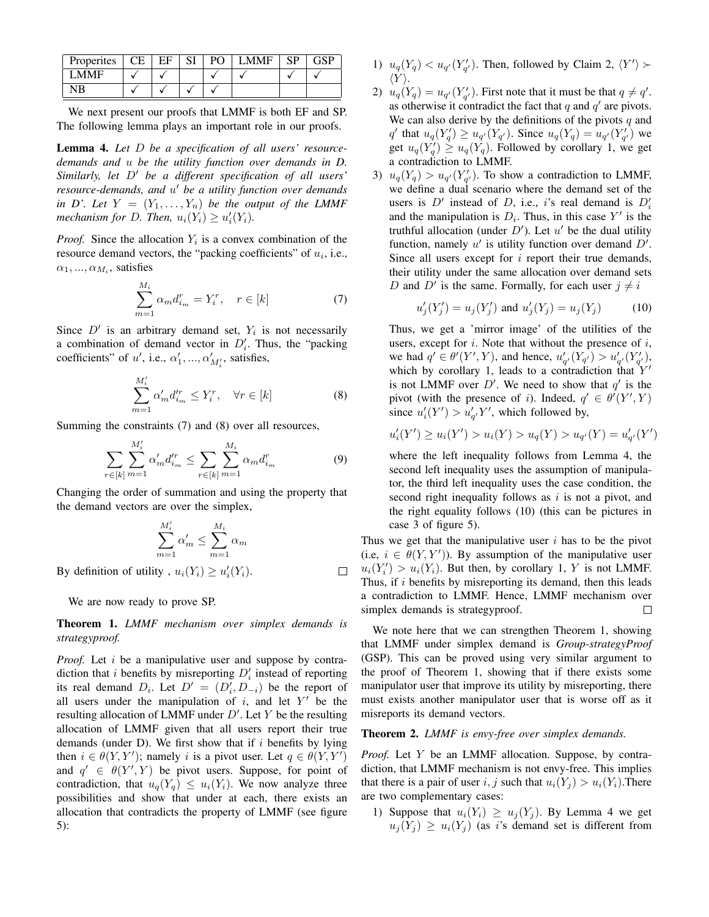| Properites | CE | EF | SI | PO | LMMF | SP | GSP |
|---|---|---|---|---|---|---|---|
| LMMF | ✓ | ✓ | | ✓ | ✓ | ✓ | ✓ |
| NB | ✓ | ✓ | ✓ | ✓ | | | |

We next present our proofs that LMMF is both EF and SP. The following lemma plays an important role in our proofs.

**Lemma 4.** *Let $D$ be a specification of all users' resource-demands and $u$ be the utility function over demands in D. Similarly, let $D'$ be a different specification of all users' resource-demands, and $u'$ be a utility function over demands in D'. Let $Y = (Y_1, \dots, Y_n)$ be the output of the LMMF mechanism for D. Then, $u_i(Y_i) \geq u_i'(Y_i)$.*

*Proof.* Since the allocation $Y_i$ is a convex combination of the resource demand vectors, the "packing coefficients" of $u_i$, i.e., $\alpha_1, ..., \alpha_{M_i}$, satisfies

$$\sum_{m=1}^{M_i} \alpha_m d_{i_m}^r = Y_i^r, \quad r \in [k] \tag{7}$$

Since $D'$ is an arbitrary demand set, $Y_i$ is not necessarily a combination of demand vector in $D_i'$. Thus, the "packing coefficients" of $u'$, i.e., $\alpha_1', ..., \alpha_{M_i'}'$, satisfies,

$$\sum_{m=1}^{M_i'} \alpha_m' d_{i_m}'^r \leq Y_i^r, \quad \forall r \in [k] \tag{8}$$

Summing the constraints (7) and (8) over all resources,

$$\sum_{r \in [k]} \sum_{m=1}^{M_i'} \alpha_m' d_{i_m}'^r \leq \sum_{r \in [k]} \sum_{m=1}^{M_i} \alpha_m d_{i_m}^r \tag{9}$$

Changing the order of summation and using the property that the demand vectors are over the simplex,

$$\sum_{m=1}^{M_i'} \alpha_m' \leq \sum_{m=1}^{M_i} \alpha_m$$

By definition of utility , $u_i(Y_i) \geq u_i'(Y_i)$. ☐

We are now ready to prove SP.

**Theorem 1.** *LMMF mechanism over simplex demands is strategyproof.*

*Proof.* Let $i$ be a manipulative user and suppose by contradiction that $i$ benefits by misreporting $D_i'$ instead of reporting its real demand $D_i$. Let $D' = (D_i', D_{-i})$ be the report of all users under the manipulation of $i$, and let $Y'$ be the resulting allocation of LMMF under $D'$. Let $Y$ be the resulting allocation of LMMF given that all users report their true demands (under D). We first show that if $i$ benefits by lying then $i \in \theta(Y, Y')$; namely $i$ is a pivot user. Let $q \in \theta(Y, Y')$ and $q' \in \theta(Y', Y)$ be pivot users. Suppose, for point of contradiction, that $u_q(Y_q) \leq u_i(Y_i)$. We now analyze three possibilities and show that under at each, there exists an allocation that contradicts the property of LMMF (see figure 5):

1) $u_q(Y_q) < u_{q'}(Y_{q'}')$. Then, followed by Claim 2, $\langle Y' \rangle \succ \langle Y \rangle$.
2) $u_q(Y_q) = u_{q'}(Y_{q'}')$. First note that it must be that $q \neq q'$. as otherwise it contradict the fact that $q$ and $q'$ are pivots. We can also derive by the definitions of the pivots $q$ and $q'$ that $u_q(Y_q') \geq u_{q'}(Y_{q'})$. Since $u_q(Y_q) = u_{q'}(Y_{q'}')$ we get $u_q(Y_q') \geq u_q(Y_q)$. Followed by corollary 1, we get a contradiction to LMMF.
3) $u_q(Y_q) > u_{q'}(Y_{q'}')$. To show a contradiction to LMMF, we define a dual scenario where the demand set of the users is $D'$ instead of $D$, i.e., $i$'s real demand is $D_i'$ and the manipulation is $D_i$. Thus, in this case $Y'$ is the truthful allocation (under $D'$). Let $u'$ be the dual utility function, namely $u'$ is utility function over demand $D'$. Since all users except for $i$ report their true demands, their utility under the same allocation over demand sets $D$ and $D'$ is the same. Formally, for each user $j \neq i$

$$u_j'(Y_j') = u_j(Y_j') \text{ and } u_j'(Y_j) = u_j(Y_j) \tag{10}$$

Thus, we get a 'mirror image' of the utilities of the users, except for $i$. Note that without the presence of $i$, we had $q' \in \theta'(Y', Y)$, and hence, $u_{q'}'(Y_{q'}) > u_{q'}'(Y_{q'}')$, which by corollary 1, leads to a contradiction that $Y'$ is not LMMF over $D'$. We need to show that $q'$ is the pivot (with the presence of $i$). Indeed, $q' \in \theta'(Y', Y)$ since $u_i'(Y') > u_{q'}' Y'$, which followed by,

$$u_i'(Y') \geq u_i(Y') > u_i(Y) > u_q(Y) > u_{q'}(Y) = u_{q'}'(Y')$$

where the left inequality follows from Lemma 4, the second left inequality uses the assumption of manipulator, the third left inequality uses the case condition, the second right inequality follows as $i$ is not a pivot, and the right equality follows (10) (this can be pictures in case 3 of figure 5).

Thus we get that the manipulative user $i$ has to be the pivot (i.e, $i \in \theta(Y, Y')$). By assumption of the manipulative user $u_i(Y_i') > u_i(Y_i)$. But then, by corollary 1, $Y$ is not LMMF. Thus, if $i$ benefits by misreporting its demand, then this leads a contradiction to LMMF. Hence, LMMF mechanism over simplex demands is strategyproof. ☐

We note here that we can strengthen Theorem 1, showing that LMMF under simplex demand is *Group-strategyProof* (GSP). This can be proved using very similar argument to the proof of Theorem 1, showing that if there exists some manipulator user that improve its utility by misreporting, there must exists another manipulator user that is worse off as it misreports its demand vectors.

**Theorem 2.** *LMMF is envy-free over simplex demands.*

*Proof.* Let $Y$ be an LMMF allocation. Suppose, by contradiction, that LMMF mechanism is not envy-free. This implies that there is a pair of user $i, j$ such that $u_i(Y_j) > u_i(Y_i)$.There are two complementary cases:

1) Suppose that $u_i(Y_i) \geq u_j(Y_j)$. By Lemma 4 we get $u_j(Y_j) \geq u_i(Y_j)$ (as $i$'s demand set is different from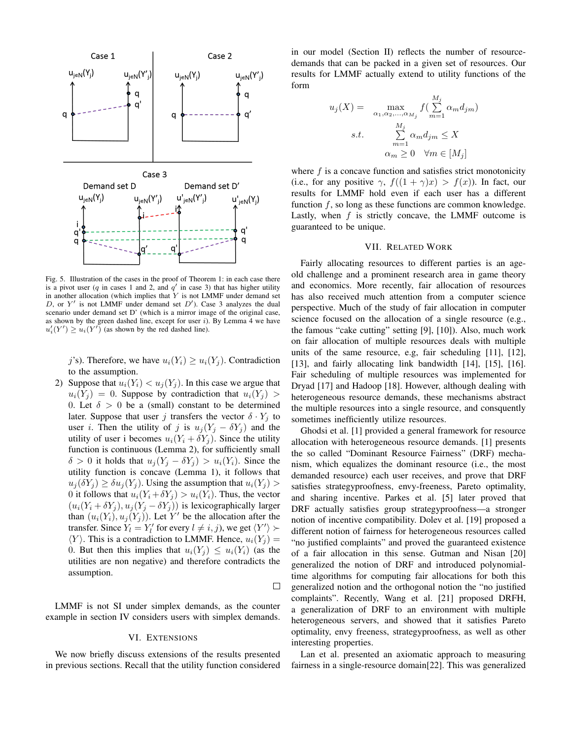Fig. 5. Illustration of the cases in the proof of Theorem 1: in each case there is a pivot user ($q$ in cases 1 and 2, and $q'$ in case 3) that has higher utility in another allocation (which implies that $Y$ is not LMMF under demand set $D$, or $Y'$ is not LMMF under demand set $D'$). Case 3 analyzes the dual scenario under demand set D' (which is a mirror image of the original case, as shown by the green dashed line, except for user $i$). By Lemma 4 we have $u'_i(Y') \geq u_i(Y')$ (as shown by the red dashed line).

$j$'s). Therefore, we have $u_i(Y_i) \geq u_i(Y_j)$. Contradiction to the assumption.

2) Suppose that $u_i(Y_i) < u_j(Y_j)$. In this case we argue that $u_i(Y_j) = 0$. Suppose by contradiction that $u_i(Y_j) > 0$. Let $\delta > 0$ be a (small) constant to be determined later. Suppose that user $j$ transfers the vector $\delta \cdot Y_j$ to user $i$. Then the utility of $j$ is $u_j(Y_j - \delta Y_j)$ and the utility of user i becomes $u_i(Y_i + \delta Y_j)$. Since the utility function is continuous (Lemma 2), for sufficiently small $\delta > 0$ it holds that $u_j(Y_j - \delta Y_j) > u_i(Y_i)$. Since the utility function is concave (Lemma 1), it follows that $u_j(\delta Y_j) \geq \delta u_j(Y_j)$. Using the assumption that $u_i(Y_j) > 0$ it follows that $u_i(Y_i + \delta Y_j) > u_i(Y_i)$. Thus, the vector $(u_i(Y_i + \delta Y_j), u_j(Y_j - \delta Y_j))$ is lexicographically larger than $(u_i(Y_i), u_j(Y_j))$. Let $Y'$ be the allocation after the transfer. Since $Y_l = Y'_l$ for every $l \neq i, j$), we get $\langle Y' \rangle \succ \langle Y \rangle$. This is a contradiction to LMMF. Hence, $u_i(Y_j) = 0$. But then this implies that $u_i(Y_j) \leq u_i(Y_i)$ (as the utilities are non negative) and therefore contradicts the assumption.

□

LMMF is not SI under simplex demands, as the counter example in section IV considers users with simplex demands.

## VI. Extensions

We now briefly discuss extensions of the results presented in previous sections. Recall that the utility function considered in our model (Section II) reflects the number of resource-demands that can be packed in a given set of resources. Our results for LMMF actually extend to utility functions of the form

$$u_j(X) = \max_{\alpha_1, \alpha_2, \ldots, \alpha_{M_j}} f\left(\sum_{m=1}^{M_j} \alpha_m d_{jm}\right)$$
$$s.t. \quad \sum_{m=1}^{M_j} \alpha_m d_{jm} \leq X$$
$$\alpha_m \geq 0 \quad \forall m \in [M_j]$$

where $f$ is a concave function and satisfies strict monotonicity (i.e., for any positive $\gamma$, $f((1+\gamma)x) > f(x)$). In fact, our results for LMMF hold even if each user has a different function $f$, so long as these functions are common knowledge. Lastly, when $f$ is strictly concave, the LMMF outcome is guaranteed to be unique.

## VII. Related Work

Fairly allocating resources to different parties is an age-old challenge and a prominent research area in game theory and economics. More recently, fair allocation of resources has also received much attention from a computer science perspective. Much of the study of fair allocation in computer science focused on the allocation of a single resource (e.g., the famous "cake cutting" setting [9], [10]). Also, much work on fair allocation of multiple resources deals with multiple units of the same resource, e.g, fair scheduling [11], [12], [13], and fairly allocating link bandwidth [14], [15], [16]. Fair scheduling of multiple resources was implemented for Dryad [17] and Hadoop [18]. However, although dealing with heterogeneous resource demands, these mechanisms abstract the multiple resources into a single resource, and consquently sometimes inefficiently utilize resources.

Ghodsi et al. [1] provided a general framework for resource allocation with heterogeneous resource demands. [1] presents the so called "Dominant Resource Fairness" (DRF) mechanism, which equalizes the dominant resource (i.e., the most demanded resource) each user receives, and prove that DRF satisfies strategyproofness, envy-freeness, Pareto optimality, and sharing incentive. Parkes et al. [5] later proved that DRF actually satisfies group strategyproofness—a stronger notion of incentive compatibility. Dolev et al. [19] proposed a different notion of fairness for heterogeneous resources called "no justified complaints" and proved the guaranteed existence of a fair allocation in this sense. Gutman and Nisan [20] generalized the notion of DRF and introduced polynomial-time algorithms for computing fair allocations for both this generalized notion and the orthogonal notion the "no justified complaints". Recently, Wang et al. [21] proposed DRFH, a generalization of DRF to an environment with multiple heterogeneous servers, and showed that it satisfies Pareto optimality, envy freeness, strategyproofness, as well as other interesting properties.

Lan et al. presented an axiomatic approach to measuring fairness in a single-resource domain[22]. This was generalized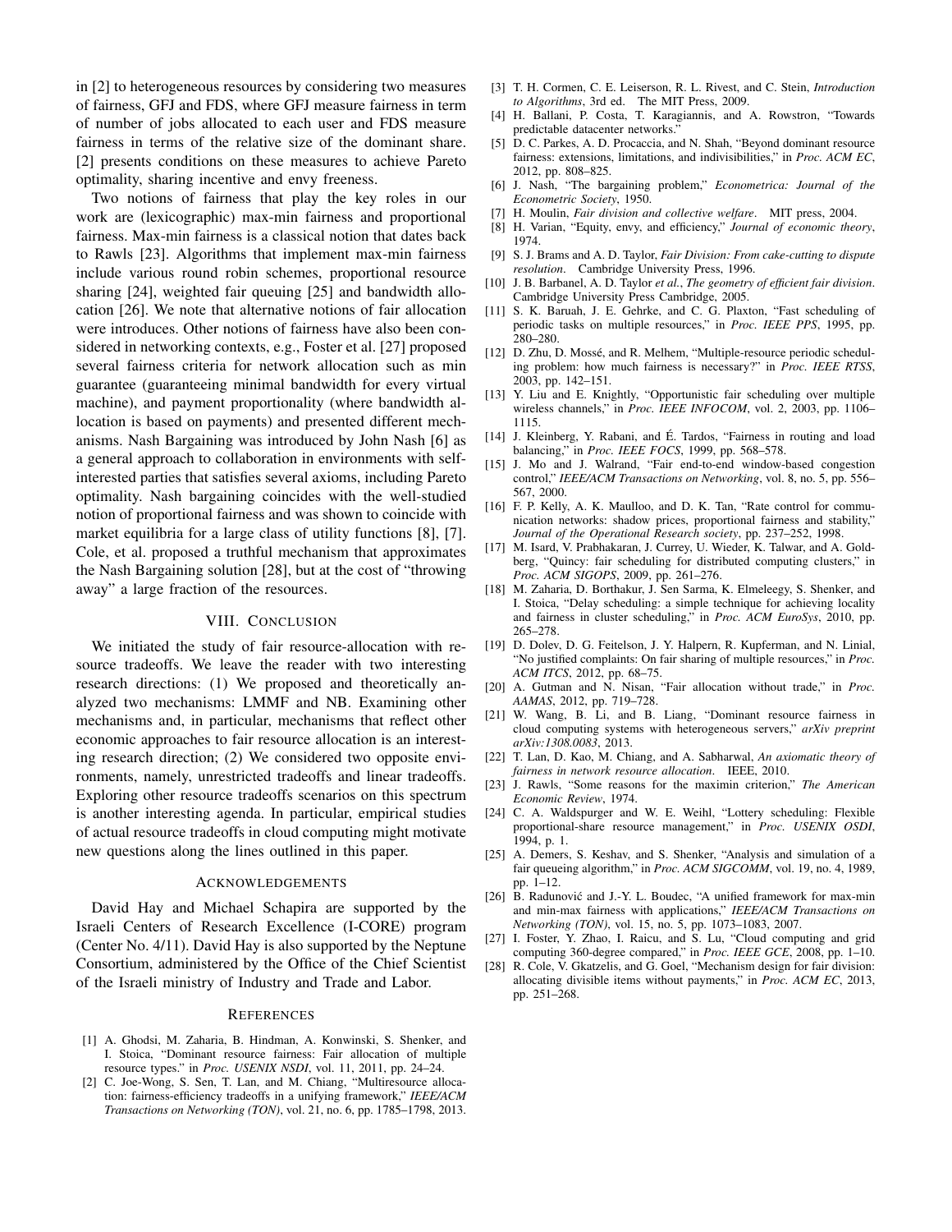in [2] to heterogeneous resources by considering two measures of fairness, GFJ and FDS, where GFJ measure fairness in term of number of jobs allocated to each user and FDS measure fairness in terms of the relative size of the dominant share. [2] presents conditions on these measures to achieve Pareto optimality, sharing incentive and envy freeness.

Two notions of fairness that play the key roles in our work are (lexicographic) max-min fairness and proportional fairness. Max-min fairness is a classical notion that dates back to Rawls [23]. Algorithms that implement max-min fairness include various round robin schemes, proportional resource sharing [24], weighted fair queuing [25] and bandwidth allocation [26]. We note that alternative notions of fair allocation were introduces. Other notions of fairness have also been considered in networking contexts, e.g., Foster et al. [27] proposed several fairness criteria for network allocation such as min guarantee (guaranteeing minimal bandwidth for every virtual machine), and payment proportionality (where bandwidth allocation is based on payments) and presented different mechanisms. Nash Bargaining was introduced by John Nash [6] as a general approach to collaboration in environments with self-interested parties that satisfies several axioms, including Pareto optimality. Nash bargaining coincides with the well-studied notion of proportional fairness and was shown to coincide with market equilibria for a large class of utility functions [8], [7]. Cole, et al. proposed a truthful mechanism that approximates the Nash Bargaining solution [28], but at the cost of "throwing away" a large fraction of the resources.

## VIII. Conclusion

We initiated the study of fair resource-allocation with resource tradeoffs. We leave the reader with two interesting research directions: (1) We proposed and theoretically analyzed two mechanisms: LMMF and NB. Examining other mechanisms and, in particular, mechanisms that reflect other economic approaches to fair resource allocation is an interesting research direction; (2) We considered two opposite environments, namely, unrestricted tradeoffs and linear tradeoffs. Exploring other resource tradeoffs scenarios on this spectrum is another interesting agenda. In particular, empirical studies of actual resource tradeoffs in cloud computing might motivate new questions along the lines outlined in this paper.

## Acknowledgements

David Hay and Michael Schapira are supported by the Israeli Centers of Research Excellence (I-CORE) program (Center No. 4/11). David Hay is also supported by the Neptune Consortium, administered by the Office of the Chief Scientist of the Israeli ministry of Industry and Trade and Labor.

## References

[1] A. Ghodsi, M. Zaharia, B. Hindman, A. Konwinski, S. Shenker, and I. Stoica, "Dominant resource fairness: Fair allocation of multiple resource types." in *Proc. USENIX NSDI*, vol. 11, 2011, pp. 24–24.

[2] C. Joe-Wong, S. Sen, T. Lan, and M. Chiang, "Multiresource allocation: fairness-efficiency tradeoffs in a unifying framework," *IEEE/ACM Transactions on Networking (TON)*, vol. 21, no. 6, pp. 1785–1798, 2013.

[3] T. H. Cormen, C. E. Leiserson, R. L. Rivest, and C. Stein, *Introduction to Algorithms*, 3rd ed. The MIT Press, 2009.

[4] H. Ballani, P. Costa, T. Karagiannis, and A. Rowstron, "Towards predictable datacenter networks."

[5] D. C. Parkes, A. D. Procaccia, and N. Shah, "Beyond dominant resource fairness: extensions, limitations, and indivisibilities," in *Proc. ACM EC*, 2012, pp. 808–825.

[6] J. Nash, "The bargaining problem," *Econometrica: Journal of the Econometric Society*, 1950.

[7] H. Moulin, *Fair division and collective welfare*. MIT press, 2004.

[8] H. Varian, "Equity, envy, and efficiency," *Journal of economic theory*, 1974.

[9] S. J. Brams and A. D. Taylor, *Fair Division: From cake-cutting to dispute resolution*. Cambridge University Press, 1996.

[10] J. B. Barbanel, A. D. Taylor *et al.*, *The geometry of efficient fair division*. Cambridge University Press Cambridge, 2005.

[11] S. K. Baruah, J. E. Gehrke, and C. G. Plaxton, "Fast scheduling of periodic tasks on multiple resources," in *Proc. IEEE PPS*, 1995, pp. 280–280.

[12] D. Zhu, D. Mossé, and R. Melhem, "Multiple-resource periodic scheduling problem: how much fairness is necessary?" in *Proc. IEEE RTSS*, 2003, pp. 142–151.

[13] Y. Liu and E. Knightly, "Opportunistic fair scheduling over multiple wireless channels," in *Proc. IEEE INFOCOM*, vol. 2, 2003, pp. 1106–1115.

[14] J. Kleinberg, Y. Rabani, and É. Tardos, "Fairness in routing and load balancing," in *Proc. IEEE FOCS*, 1999, pp. 568–578.

[15] J. Mo and J. Walrand, "Fair end-to-end window-based congestion control," *IEEE/ACM Transactions on Networking*, vol. 8, no. 5, pp. 556–567, 2000.

[16] F. P. Kelly, A. K. Maulloo, and D. K. Tan, "Rate control for communication networks: shadow prices, proportional fairness and stability," *Journal of the Operational Research society*, pp. 237–252, 1998.

[17] M. Isard, V. Prabhakaran, J. Currey, U. Wieder, K. Talwar, and A. Goldberg, "Quincy: fair scheduling for distributed computing clusters," in *Proc. ACM SIGOPS*, 2009, pp. 261–276.

[18] M. Zaharia, D. Borthakur, J. Sen Sarma, K. Elmeleegy, S. Shenker, and I. Stoica, "Delay scheduling: a simple technique for achieving locality and fairness in cluster scheduling," in *Proc. ACM EuroSys*, 2010, pp. 265–278.

[19] D. Dolev, D. G. Feitelson, J. Y. Halpern, R. Kupferman, and N. Linial, "No justified complaints: On fair sharing of multiple resources," in *Proc. ACM ITCS*, 2012, pp. 68–75.

[20] A. Gutman and N. Nisan, "Fair allocation without trade," in *Proc. AAMAS*, 2012, pp. 719–728.

[21] W. Wang, B. Li, and B. Liang, "Dominant resource fairness in cloud computing systems with heterogeneous servers," *arXiv preprint arXiv:1308.0083*, 2013.

[22] T. Lan, D. Kao, M. Chiang, and A. Sabharwal, *An axiomatic theory of fairness in network resource allocation*. IEEE, 2010.

[23] J. Rawls, "Some reasons for the maximin criterion," *The American Economic Review*, 1974.

[24] C. A. Waldspurger and W. E. Weihl, "Lottery scheduling: Flexible proportional-share resource management," in *Proc. USENIX OSDI*, 1994, p. 1.

[25] A. Demers, S. Keshav, and S. Shenker, "Analysis and simulation of a fair queueing algorithm," in *Proc. ACM SIGCOMM*, vol. 19, no. 4, 1989, pp. 1–12.

[26] B. Radunović and J.-Y. L. Boudec, "A unified framework for max-min and min-max fairness with applications," *IEEE/ACM Transactions on Networking (TON)*, vol. 15, no. 5, pp. 1073–1083, 2007.

[27] I. Foster, Y. Zhao, I. Raicu, and S. Lu, "Cloud computing and grid computing 360-degree compared," in *Proc. IEEE GCE*, 2008, pp. 1–10.

[28] R. Cole, V. Gkatzelis, and G. Goel, "Mechanism design for fair division: allocating divisible items without payments," in *Proc. ACM EC*, 2013, pp. 251–268.